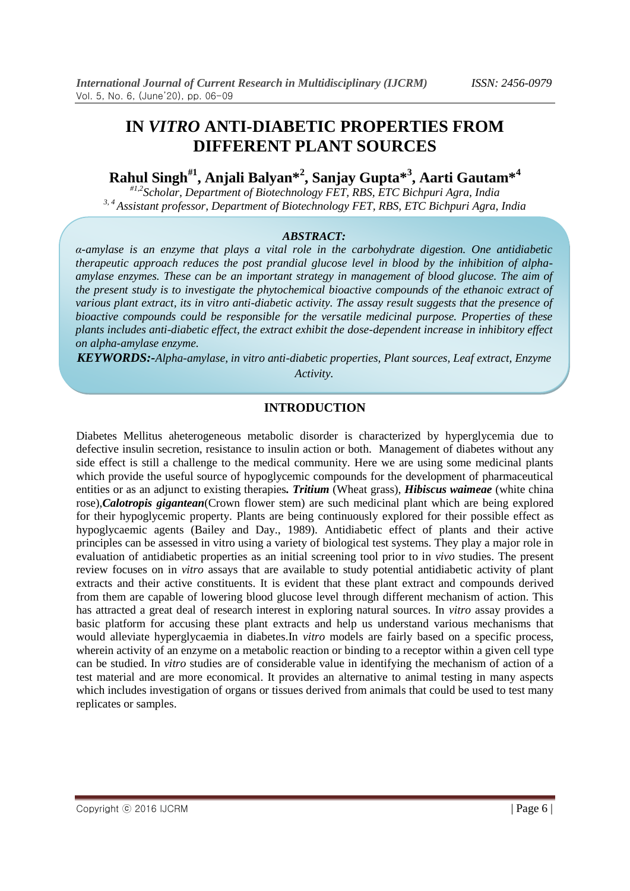# IN *VITRO* ANTI-DIABETIC PROPERTIES FROM DIFFERENT PLANT SOURCES

**Rahul Singh[#1], Anjali Balyan[*2], Sanjay Gupta[*3], Aarti Gautam[*4]**

*[#1,2]Scholar, Department of Biotechnology FET, RBS, ETC Bichpuri Agra, India*
*[3, 4] Assistant professor, Department of Biotechnology FET, RBS, ETC Bichpuri Agra, India*

***ABSTRACT:***

*α-amylase is an enzyme that plays a vital role in the carbohydrate digestion. One antidiabetic therapeutic approach reduces the post prandial glucose level in blood by the inhibition of alpha-amylase enzymes. These can be an important strategy in management of blood glucose. The aim of the present study is to investigate the phytochemical bioactive compounds of the ethanoic extract of various plant extract, its in vitro anti-diabetic activity. The assay result suggests that the presence of bioactive compounds could be responsible for the versatile medicinal purpose. Properties of these plants includes anti-diabetic effect, the extract exhibit the dose-dependent increase in inhibitory effect on alpha-amylase enzyme.*

***KEYWORDS:-****Alpha-amylase, in vitro anti-diabetic properties, Plant sources, Leaf extract, Enzyme Activity.*

## INTRODUCTION

Diabetes Mellitus aheterogeneous metabolic disorder is characterized by hyperglycemia due to defective insulin secretion, resistance to insulin action or both. Management of diabetes without any side effect is still a challenge to the medical community. Here we are using some medicinal plants which provide the useful source of hypoglycemic compounds for the development of pharmaceutical entities or as an adjunct to existing therapies***. Tritium*** (Wheat grass), ***Hibiscus waimeae*** (white china rose),***Calotropis gigantean***(Crown flower stem) are such medicinal plant which are being explored for their hypoglycemic property. Plants are being continuously explored for their possible effect as hypoglycaemic agents (Bailey and Day., 1989). Antidiabetic effect of plants and their active principles can be assessed in vitro using a variety of biological test systems. They play a major role in evaluation of antidiabetic properties as an initial screening tool prior to in *vivo* studies. The present review focuses on in *vitro* assays that are available to study potential antidiabetic activity of plant extracts and their active constituents. It is evident that these plant extract and compounds derived from them are capable of lowering blood glucose level through different mechanism of action. This has attracted a great deal of research interest in exploring natural sources. In *vitro* assay provides a basic platform for accusing these plant extracts and help us understand various mechanisms that would alleviate hyperglycaemia in diabetes.In *vitro* models are fairly based on a specific process, wherein activity of an enzyme on a metabolic reaction or binding to a receptor within a given cell type can be studied. In *vitro* studies are of considerable value in identifying the mechanism of action of a test material and are more economical. It provides an alternative to animal testing in many aspects which includes investigation of organs or tissues derived from animals that could be used to test many replicates or samples.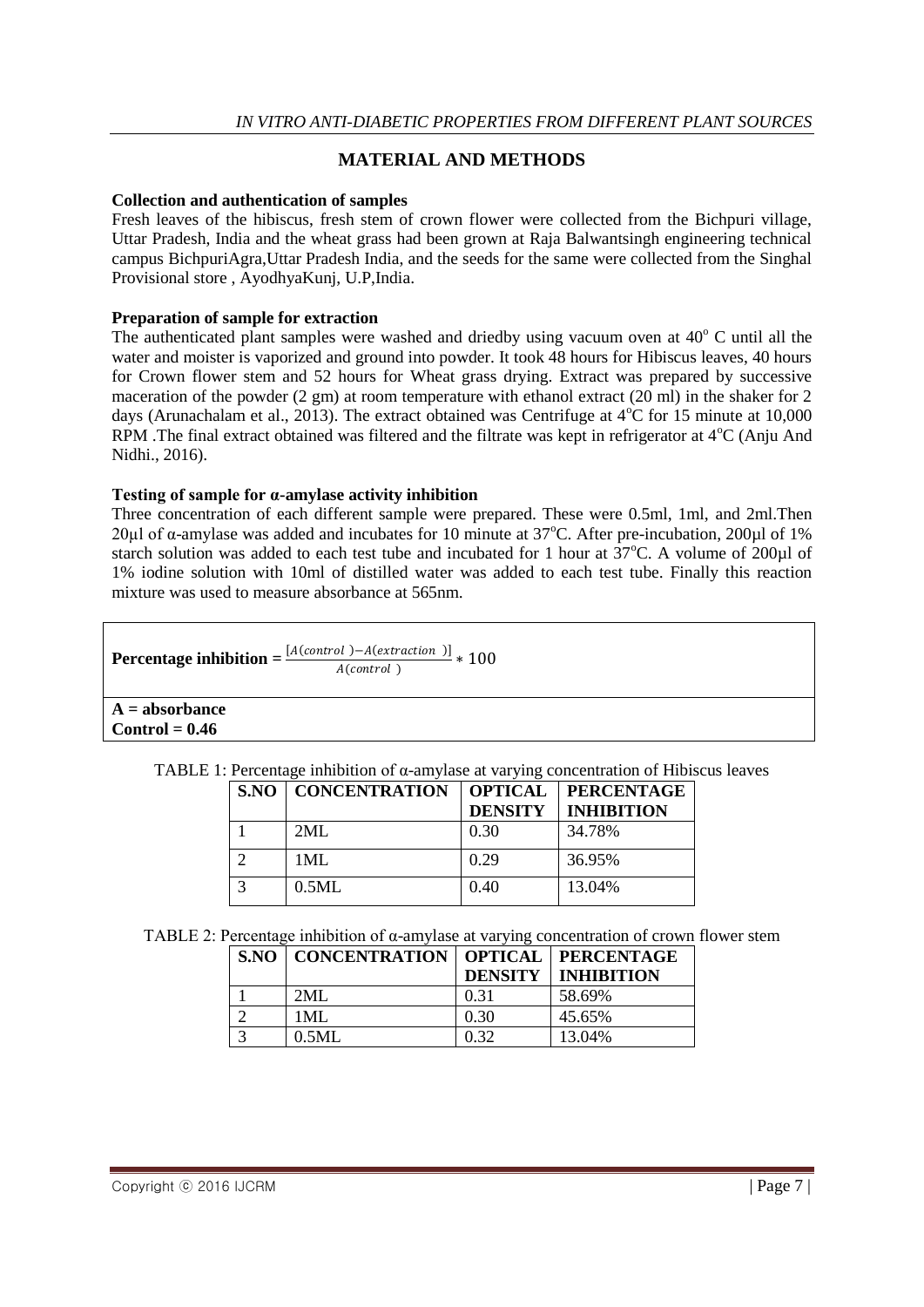## MATERIAL AND METHODS

**Collection and authentication of samples**

Fresh leaves of the hibiscus, fresh stem of crown flower were collected from the Bichpuri village, Uttar Pradesh, India and the wheat grass had been grown at Raja Balwantsingh engineering technical campus BichpuriAgra,Uttar Pradesh India, and the seeds for the same were collected from the Singhal Provisional store , AyodhyaKunj, U.P,India.

**Preparation of sample for extraction**

The authenticated plant samples were washed and driedby using vacuum oven at 40$^o$ C until all the water and moister is vaporized and ground into powder. It took 48 hours for Hibiscus leaves, 40 hours for Crown flower stem and 52 hours for Wheat grass drying. Extract was prepared by successive maceration of the powder (2 gm) at room temperature with ethanol extract (20 ml) in the shaker for 2 days (Arunachalam et al., 2013). The extract obtained was Centrifuge at 4$^o$C for 15 minute at 10,000 RPM .The final extract obtained was filtered and the filtrate was kept in refrigerator at 4$^o$C (Anju And Nidhi., 2016).

**Testing of sample for α-amylase activity inhibition**

Three concentration of each different sample were prepared. These were 0.5ml, 1ml, and 2ml.Then 20μl of α-amylase was added and incubates for 10 minute at 37$^o$C. After pre-incubation, 200μl of 1% starch solution was added to each test tube and incubated for 1 hour at 37$^o$C. A volume of 200μl of 1% iodine solution with 10ml of distilled water was added to each test tube. Finally this reaction mixture was used to measure absorbance at 565nm.

**Percentage inhibition** = $\frac{[A(control) - A(extraction)]}{A(control)} * 100$

**A = absorbance**
**Control = 0.46**

TABLE 1: Percentage inhibition of α-amylase at varying concentration of Hibiscus leaves

| S.NO | CONCENTRATION | OPTICAL DENSITY | PERCENTAGE INHIBITION |
|---|---|---|---|
| 1 | 2ML | 0.30 | 34.78% |
| 2 | 1ML | 0.29 | 36.95% |
| 3 | 0.5ML | 0.40 | 13.04% |

TABLE 2: Percentage inhibition of α-amylase at varying concentration of crown flower stem

| S.NO | CONCENTRATION | OPTICAL DENSITY | PERCENTAGE INHIBITION |
|---|---|---|---|
| 1 | 2ML | 0.31 | 58.69% |
| 2 | 1ML | 0.30 | 45.65% |
| 3 | 0.5ML | 0.32 | 13.04% |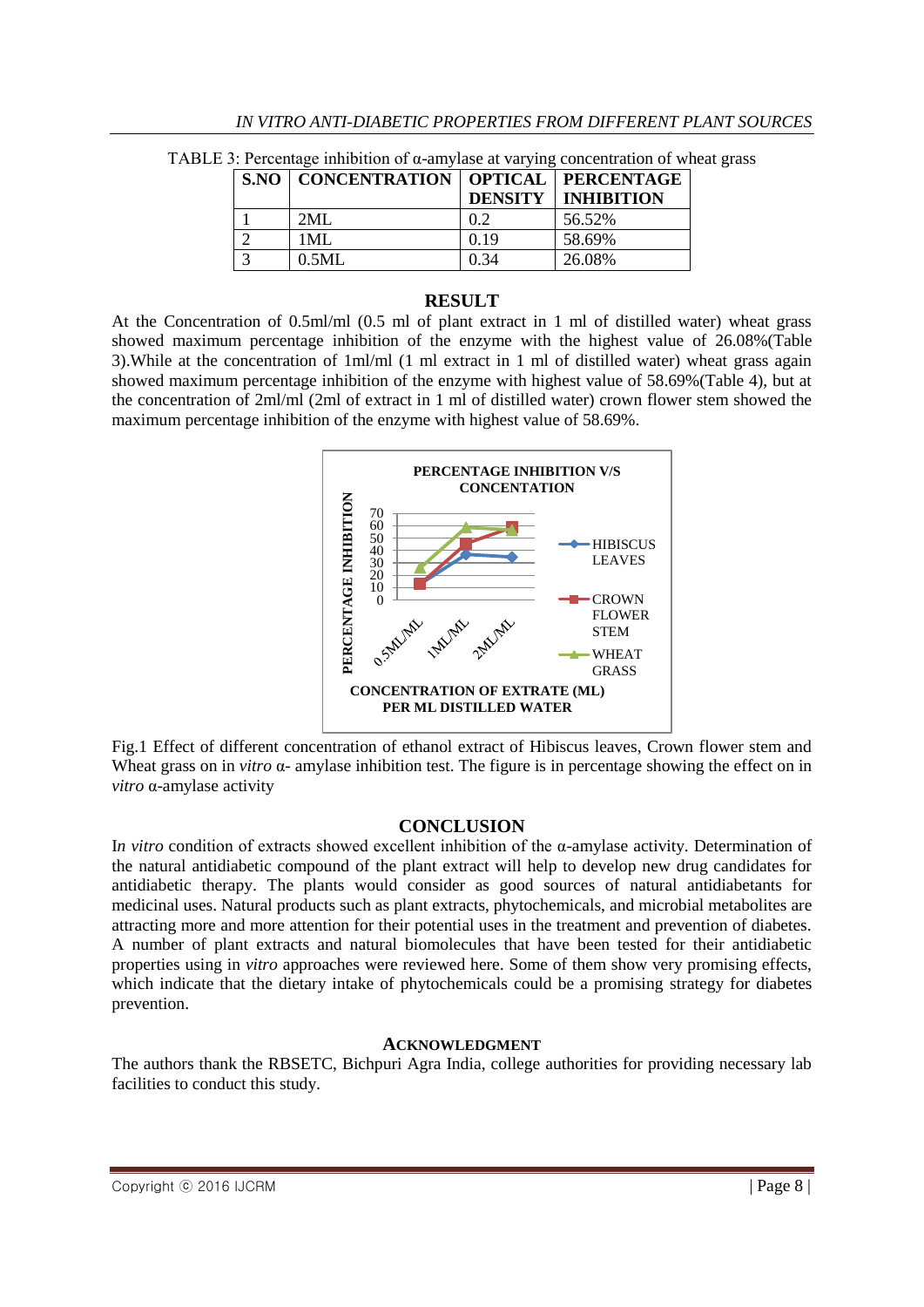TABLE 3: Percentage inhibition of α-amylase at varying concentration of wheat grass

| S.NO | CONCENTRATION | OPTICAL DENSITY | PERCENTAGE INHIBITION |
|---|---|---|---|
| 1 | 2ML | 0.2 | 56.52% |
| 2 | 1ML | 0.19 | 58.69% |
| 3 | 0.5ML | 0.34 | 26.08% |

## RESULT

At the Concentration of 0.5ml/ml (0.5 ml of plant extract in 1 ml of distilled water) wheat grass showed maximum percentage inhibition of the enzyme with the highest value of 26.08%(Table 3).While at the concentration of 1ml/ml (1 ml extract in 1 ml of distilled water) wheat grass again showed maximum percentage inhibition of the enzyme with highest value of 58.69%(Table 4), but at the concentration of 2ml/ml (2ml of extract in 1 ml of distilled water) crown flower stem showed the maximum percentage inhibition of the enzyme with highest value of 58.69%.

Fig.1 Effect of different concentration of ethanol extract of Hibiscus leaves, Crown flower stem and Wheat grass on in *vitro* α- amylase inhibition test. The figure is in percentage showing the effect on in *vitro* α-amylase activity

## CONCLUSION

I*n vitro* condition of extracts showed excellent inhibition of the α-amylase activity. Determination of the natural antidiabetic compound of the plant extract will help to develop new drug candidates for antidiabetic therapy. The plants would consider as good sources of natural antidiabetants for medicinal uses. Natural products such as plant extracts, phytochemicals, and microbial metabolites are attracting more and more attention for their potential uses in the treatment and prevention of diabetes. A number of plant extracts and natural biomolecules that have been tested for their antidiabetic properties using in *vitro* approaches were reviewed here. Some of them show very promising effects, which indicate that the dietary intake of phytochemicals could be a promising strategy for diabetes prevention.

### ACKNOWLEDGMENT

The authors thank the RBSETC, Bichpuri Agra India, college authorities for providing necessary lab facilities to conduct this study.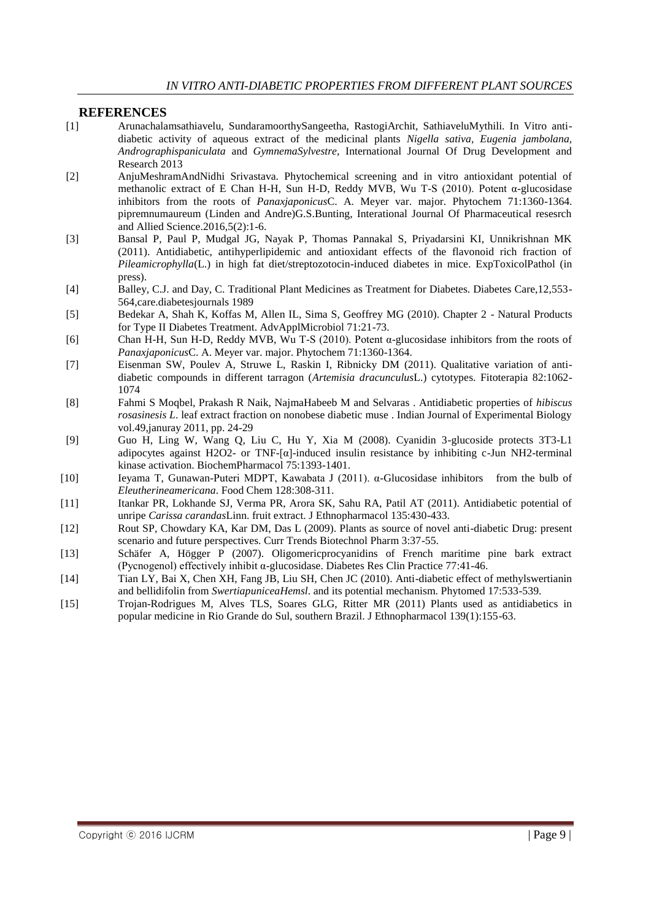## REFERENCES

[1] Arunachalamsathiavelu, SundaramoorthySangeetha, RastogiArchit, SathiaveluMythili. In Vitro anti-diabetic activity of aqueous extract of the medicinal plants *Nigella sativa, Eugenia jambolana, Andrographispaniculata* and *GymnemaSylvestre*, International Journal Of Drug Development and Research 2013

[2] AnjuMeshramAndNidhi Srivastava. Phytochemical screening and in vitro antioxidant potential of methanolic extract of E Chan H-H, Sun H-D, Reddy MVB, Wu T-S (2010). Potent α-glucosidase inhibitors from the roots of *Panaxjaponicus*C. A. Meyer var. major. Phytochem 71:1360-1364. pipremnumaureum (Linden and Andre)G.S.Bunting, Interational Journal Of Pharmaceutical resesrch and Allied Science.2016,5(2):1-6.

[3] Bansal P, Paul P, Mudgal JG, Nayak P, Thomas Pannakal S, Priyadarsini KI, Unnikrishnan MK (2011). Antidiabetic, antihyperlipidemic and antioxidant effects of the flavonoid rich fraction of *Pileamicrophylla*(L.) in high fat diet/streptozotocin-induced diabetes in mice. ExpToxicolPathol (in press).

[4] Balley, C.J. and Day, C. Traditional Plant Medicines as Treatment for Diabetes. Diabetes Care,12,553-564,care.diabetesjournals 1989

[5] Bedekar A, Shah K, Koffas M, Allen IL, Sima S, Geoffrey MG (2010). Chapter 2 - Natural Products for Type II Diabetes Treatment. AdvApplMicrobiol 71:21-73.

[6] Chan H-H, Sun H-D, Reddy MVB, Wu T-S (2010). Potent α-glucosidase inhibitors from the roots of *Panaxjaponicus*C. A. Meyer var. major. Phytochem 71:1360-1364.

[7] Eisenman SW, Poulev A, Struwe L, Raskin I, Ribnicky DM (2011). Qualitative variation of anti-diabetic compounds in different tarragon (*Artemisia dracunculus*L.) cytotypes. Fitoterapia 82:1062-1074

[8] Fahmi S Moqbel, Prakash R Naik, NajmaHabeeb M and Selvaras . Antidiabetic properties of *hibiscus rosasinesis L*. leaf extract fraction on nonobese diabetic muse . Indian Journal of Experimental Biology vol.49,januray 2011, pp. 24-29

[9] Guo H, Ling W, Wang Q, Liu C, Hu Y, Xia M (2008). Cyanidin 3-glucoside protects 3T3-L1 adipocytes against H2O2- or TNF-[α]-induced insulin resistance by inhibiting c-Jun NH2-terminal kinase activation. BiochemPharmacol 75:1393-1401.

[10] Ieyama T, Gunawan-Puteri MDPT, Kawabata J (2011). α-Glucosidase inhibitors from the bulb of *Eleutherineamericana*. Food Chem 128:308-311.

[11] Itankar PR, Lokhande SJ, Verma PR, Arora SK, Sahu RA, Patil AT (2011). Antidiabetic potential of unripe *Carissa carandas*Linn. fruit extract. J Ethnopharmacol 135:430-433.

[12] Rout SP, Chowdary KA, Kar DM, Das L (2009). Plants as source of novel anti-diabetic Drug: present scenario and future perspectives. Curr Trends Biotechnol Pharm 3:37-55.

[13] Schäfer A, Högger P (2007). Oligomericprocyanidins of French maritime pine bark extract (Pycnogenol) effectively inhibit α-glucosidase. Diabetes Res Clin Practice 77:41-46.

[14] Tian LY, Bai X, Chen XH, Fang JB, Liu SH, Chen JC (2010). Anti-diabetic effect of methylswertianin and bellidifolin from *SwertiapuniceaHemsl*. and its potential mechanism. Phytomed 17:533-539.

[15] Trojan-Rodrigues M, Alves TLS, Soares GLG, Ritter MR (2011) Plants used as antidiabetics in popular medicine in Rio Grande do Sul, southern Brazil. J Ethnopharmacol 139(1):155-63.